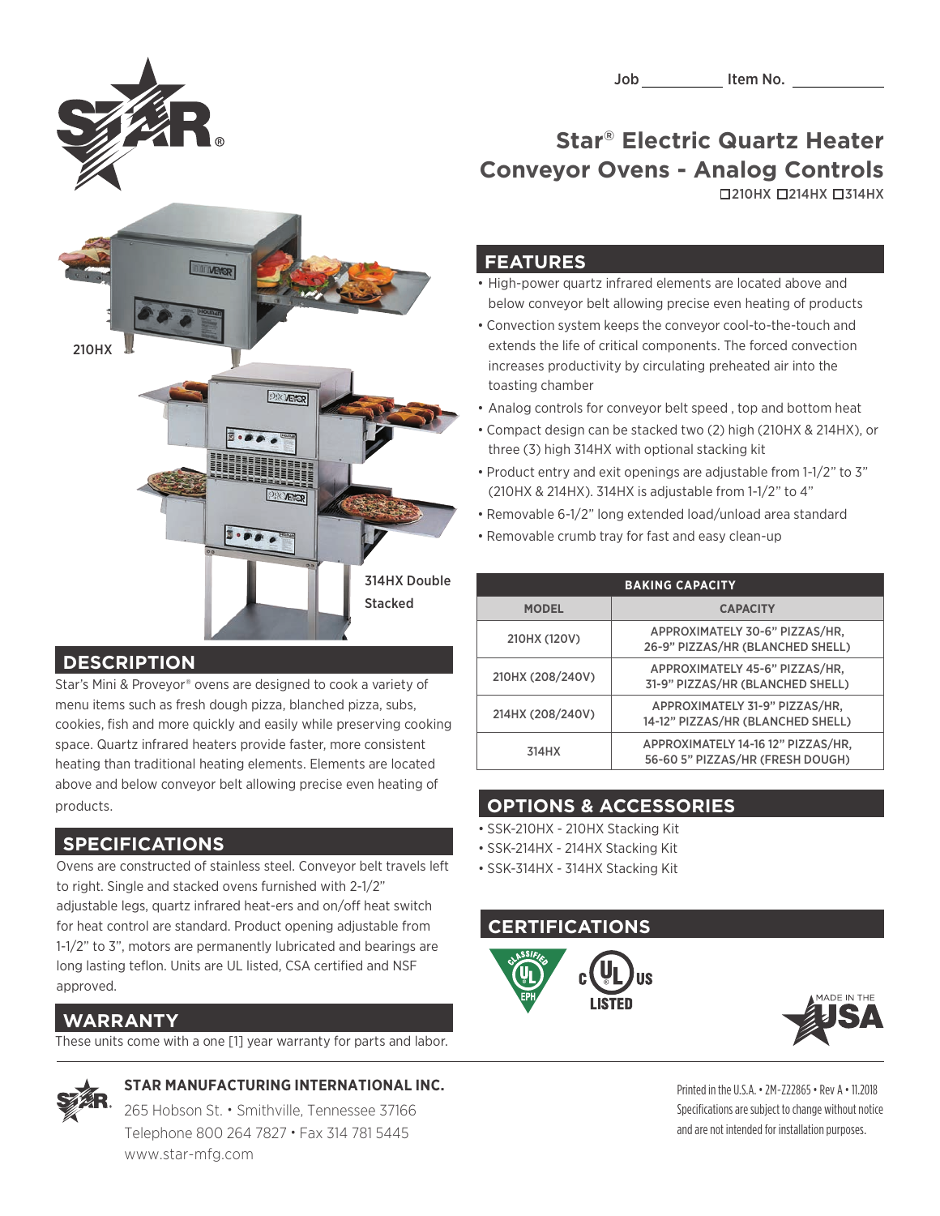Job __________ Item No. __________

# Star® Electric Quartz Heater Conveyor Ovens - Analog Controls

☐210HX ☐214HX ☐314HX

210HX

314HX Double Stacked

## DESCRIPTION

Star's Mini & Proveyor® ovens are designed to cook a variety of menu items such as fresh dough pizza, blanched pizza, subs, cookies, fish and more quickly and easily while preserving cooking space. Quartz infrared heaters provide faster, more consistent heating than traditional heating elements. Elements are located above and below conveyor belt allowing precise even heating of products.

## SPECIFICATIONS

Ovens are constructed of stainless steel. Conveyor belt travels left to right. Single and stacked ovens furnished with 2-1/2" adjustable legs, quartz infrared heat-ers and on/off heat switch for heat control are standard. Product opening adjustable from 1-1/2" to 3", motors are permanently lubricated and bearings are long lasting teflon. Units are UL listed, CSA certified and NSF approved.

## WARRANTY

These units come with a one [1] year warranty for parts and labor.

## FEATURES

- High-power quartz infrared elements are located above and below conveyor belt allowing precise even heating of products
- Convection system keeps the conveyor cool-to-the-touch and extends the life of critical components. The forced convection increases productivity by circulating preheated air into the toasting chamber
- Analog controls for conveyor belt speed , top and bottom heat
- Compact design can be stacked two (2) high (210HX & 214HX), or three (3) high 314HX with optional stacking kit
- Product entry and exit openings are adjustable from 1-1/2" to 3" (210HX & 214HX). 314HX is adjustable from 1-1/2" to 4"
- Removable 6-1/2" long extended load/unload area standard
- Removable crumb tray for fast and easy clean-up

| BAKING CAPACITY | |
|---|---|
| **MODEL** | **CAPACITY** |
| 210HX (120V) | APPROXIMATELY 30-6" PIZZAS/HR, 26-9" PIZZAS/HR (BLANCHED SHELL) |
| 210HX (208/240V) | APPROXIMATELY 45-6" PIZZAS/HR, 31-9" PIZZAS/HR (BLANCHED SHELL) |
| 214HX (208/240V) | APPROXIMATELY 31-9" PIZZAS/HR, 14-12" PIZZAS/HR (BLANCHED SHELL) |
| 314HX | APPROXIMATELY 14-16 12" PIZZAS/HR, 56-60 5" PIZZAS/HR (FRESH DOUGH) |

## OPTIONS & ACCESSORIES

- SSK-210HX - 210HX Stacking Kit
- SSK-214HX - 214HX Stacking Kit
- SSK-314HX - 314HX Stacking Kit

## CERTIFICATIONS

CLASSIFIED UL EPH · c UL us LISTED · MADE IN THE USA

**STAR MANUFACTURING INTERNATIONAL INC.**
265 Hobson St. • Smithville, Tennessee 37166
Telephone 800 264 7827 • Fax 314 781 5445
www.star-mfg.com

Printed in the U.S.A. • 2M-Z22865 • Rev A • 11.2018
Specifications are subject to change without notice and are not intended for installation purposes.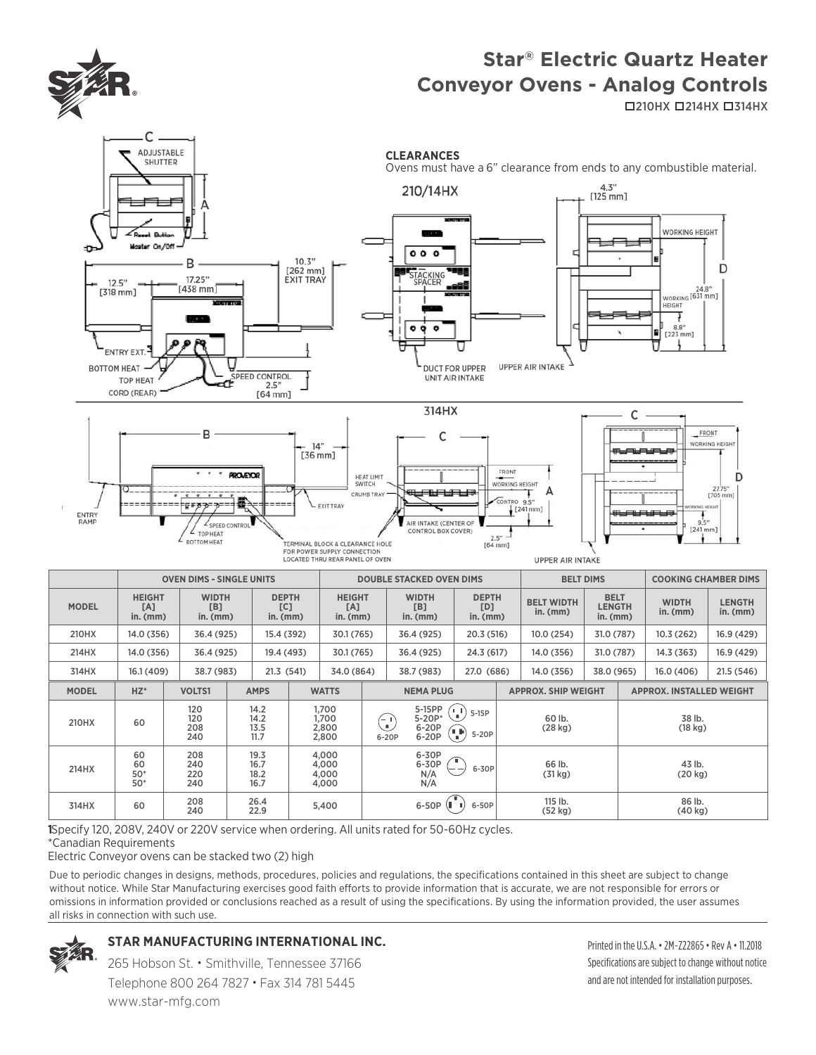# Star® Electric Quartz Heater Conveyor Ovens - Analog Controls

☐210HX ☐214HX ☐314HX

**CLEARANCES**
Ovens must have a 6" clearance from ends to any combustible material.

210/14HX

C
ADJUSTABLE SHUTTER
A
Reset Button
Master On/Off
B
10.3" [262 mm] EXIT TRAY
12.5" [318 mm]
17.25" [438 mm]
ENTRY EXT.
BOTTOM HEAT
TOP HEAT
CORD (REAR)
SPEED CONTROL
2.5" [64 mm]
STACKING SPACER
DUCT FOR UPPER UNIT AIR INTAKE
UPPER AIR INTAKE
4.3" [125 mm]
WORKING HEIGHT
D
24.8" [631 mm]
WORKING HEIGHT
8.8" [223 mm]

314HX

B
14" [36 mm]
ENTRY RAMP
SPEED CONTROL
TOP HEAT
BOTTOM HEAT
EXIT TRAY
TERMINAL BLOCK & CLEARANCE HOLE FOR POWER SUPPLY CONNECTION LOCATED THRU REAR PANEL OF OVEN
C
HEAT LIMIT SWITCH
CRUMB TRAY
FRONT
WORKING HEIGHT
A
CONTRO 9.5" [241 mm]
AIR INTAKE (CENTER OF CONTROL BOX COVER)
2.5" [64 mm]
C
FRONT
WORKING HEIGHT
D
27.75" [705 mm]
WORKING HEIGHT
9.5" [241 mm]
UPPER AIR INTAKE

| | OVEN DIMS - SINGLE UNITS | | | DOUBLE STACKED OVEN DIMS | | | BELT DIMS | | COOKING CHAMBER DIMS | |
|---|---|---|---|---|---|---|---|---|---|---|
| MODEL | HEIGHT [A] in. (mm) | WIDTH [B] in. (mm) | DEPTH [C] in. (mm) | HEIGHT [A] in. (mm) | WIDTH [B] in. (mm) | DEPTH [D] in. (mm) | BELT WIDTH in. (mm) | BELT LENGTH in. (mm) | WIDTH in. (mm) | LENGTH in. (mm) |
| 210HX | 14.0 (356) | 36.4 (925) | 15.4 (392) | 30.1 (765) | 36.4 (925) | 20.3 (516) | 10.0 (254) | 31.0 (787) | 10.3 (262) | 16.9 (429) |
| 214HX | 14.0 (356) | 36.4 (925) | 19.4 (493) | 30.1 (765) | 36.4 (925) | 24.3 (617) | 14.0 (356) | 31.0 (787) | 14.3 (363) | 16.9 (429) |
| 314HX | 16.1 (409) | 38.7 (983) | 21.3 (541) | 34.0 (864) | 38.7 (983) | 27.0 (686) | 14.0 (356) | 38.0 (965) | 16.0 (406) | 21.5 (546) |

| MODEL | HZ* | VOLTS1 | AMPS | WATTS | NEMA PLUG | APPROX. SHIP WEIGHT | APPROX. INSTALLED WEIGHT |
|---|---|---|---|---|---|---|---|
| 210HX | 60 | 120<br>120<br>208<br>240 | 14.2<br>14.2<br>13.5<br>11.7 | 1,700<br>1,700<br>2,800<br>2,800 | 5-15PP<br>5-20P*<br>6-20P<br>6-20P<br>(6-20P, 5-15P, 5-20P) | 60 lb. (28 kg) | 38 lb. (18 kg) |
| 214HX | 60<br>60<br>50*<br>50* | 208<br>240<br>220<br>240 | 19.3<br>16.7<br>18.2<br>16.7 | 4,000<br>4,000<br>4,000<br>4,000 | 6-30P<br>6-30P<br>N/A<br>N/A<br>(6-30P) | 66 lb. (31 kg) | 43 lb. (20 kg) |
| 314HX | 60 | 208<br>240 | 26.4<br>22.9 | 5,400 | 6-50P (6-50P) | 115 lb. (52 kg) | 86 lb. (40 kg) |

1Specify 120, 208V, 240V or 220V service when ordering. All units rated for 50-60Hz cycles.
*Canadian Requirements
Electric Conveyor ovens can be stacked two (2) high

Due to periodic changes in designs, methods, procedures, policies and regulations, the specifications contained in this sheet are subject to change without notice. While Star Manufacturing exercises good faith efforts to provide information that is accurate, we are not responsible for errors or omissions in information provided or conclusions reached as a result of using the specifications. By using the information provided, the user assumes all risks in connection with such use.

**STAR MANUFACTURING INTERNATIONAL INC.**
265 Hobson St. • Smithville, Tennessee 37166
Telephone 800 264 7827 • Fax 314 781 5445
www.star-mfg.com

Printed in the U.S.A. • 2M-Z22865 • Rev A • 11.2018
Specifications are subject to change without notice and are not intended for installation purposes.